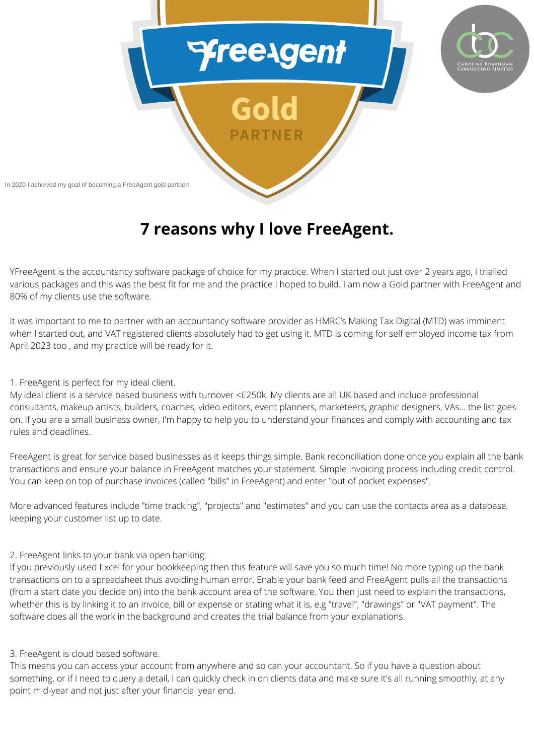In 2020 I achieved my goal of becoming a FreeAgent gold partner!

# 7 reasons why I love FreeAgent.

YFreeAgent is the accountancy software package of choice for my practice. When I started out just over 2 years ago, I trialled various packages and this was the best fit for me and the practice I hoped to build. I am now a Gold partner with FreeAgent and 80% of my clients use the software.

It was important to me to partner with an accountancy software provider as HMRC's Making Tax Digital (MTD) was imminent when I started out, and VAT registered clients absolutely had to get using it. MTD is coming for self employed income tax from April 2023 too , and my practice will be ready for it.

1. FreeAgent is perfect for my ideal client.
My ideal client is a service based business with turnover <£250k. My clients are all UK based and include professional consultants, makeup artists, builders, coaches, video editors, event planners, marketeers, graphic designers, VAs... the list goes on. If you are a small business owner, I'm happy to help you to understand your finances and comply with accounting and tax rules and deadlines.

FreeAgent is great for service based businesses as it keeps things simple. Bank reconciliation done once you explain all the bank transactions and ensure your balance in FreeAgent matches your statement. Simple invoicing process including credit control. You can keep on top of purchase invoices (called "bills" in FreeAgent) and enter "out of pocket expenses".

More advanced features include "time tracking", "projects" and "estimates" and you can use the contacts area as a database, keeping your customer list up to date.

2. FreeAgent links to your bank via open banking.
If you previously used Excel for your bookkeeping then this feature will save you so much time! No more typing up the bank transactions on to a spreadsheet thus avoiding human error. Enable your bank feed and FreeAgent pulls all the transactions (from a start date you decide on) into the bank account area of the software. You then just need to explain the transactions, whether this is by linking it to an invoice, bill or expense or stating what it is, e.g "travel", "drawings" or "VAT payment". The software does all the work in the background and creates the trial balance from your explanations.

3. FreeAgent is cloud based software.
This means you can access your account from anywhere and so can your accountant. So if you have a question about something, or if I need to query a detail, I can quickly check in on clients data and make sure it's all running smoothly, at any point mid-year and not just after your financial year end.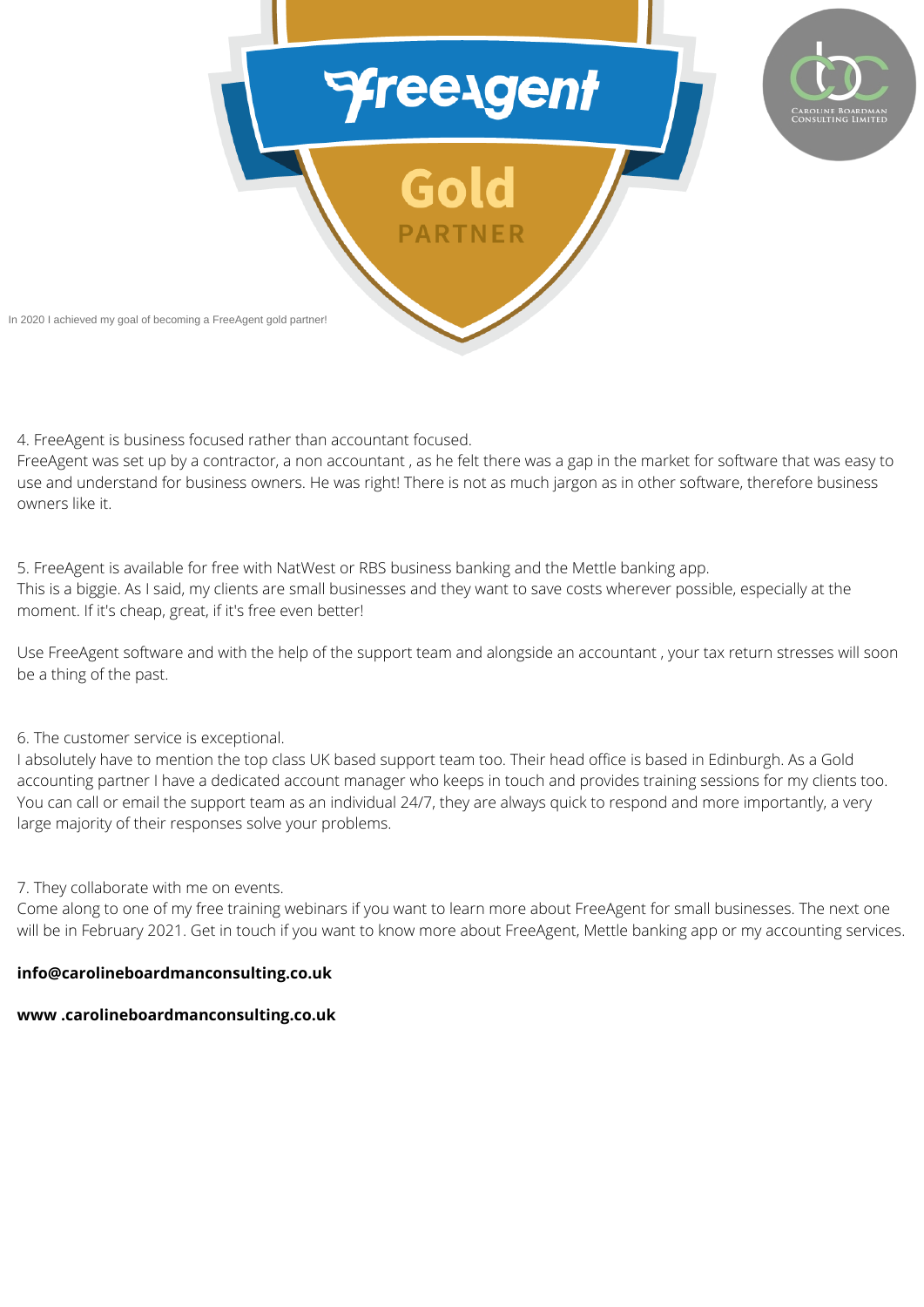In 2020 I achieved my goal of becoming a FreeAgent gold partner!

4. FreeAgent is business focused rather than accountant focused.
FreeAgent was set up by a contractor, a non accountant , as he felt there was a gap in the market for software that was easy to use and understand for business owners. He was right! There is not as much jargon as in other software, therefore business owners like it.

5. FreeAgent is available for free with NatWest or RBS business banking and the Mettle banking app.
This is a biggie. As I said, my clients are small businesses and they want to save costs wherever possible, especially at the moment. If it's cheap, great, if it's free even better!

Use FreeAgent software and with the help of the support team and alongside an accountant , your tax return stresses will soon be a thing of the past.

6. The customer service is exceptional.
I absolutely have to mention the top class UK based support team too. Their head office is based in Edinburgh. As a Gold accounting partner I have a dedicated account manager who keeps in touch and provides training sessions for my clients too. You can call or email the support team as an individual 24/7, they are always quick to respond and more importantly, a very large majority of their responses solve your problems.

7. They collaborate with me on events.
Come along to one of my free training webinars if you want to learn more about FreeAgent for small businesses. The next one will be in February 2021. Get in touch if you want to know more about FreeAgent, Mettle banking app or my accounting services.

**info@carolineboardmanconsulting.co.uk**

**www .carolineboardmanconsulting.co.uk**